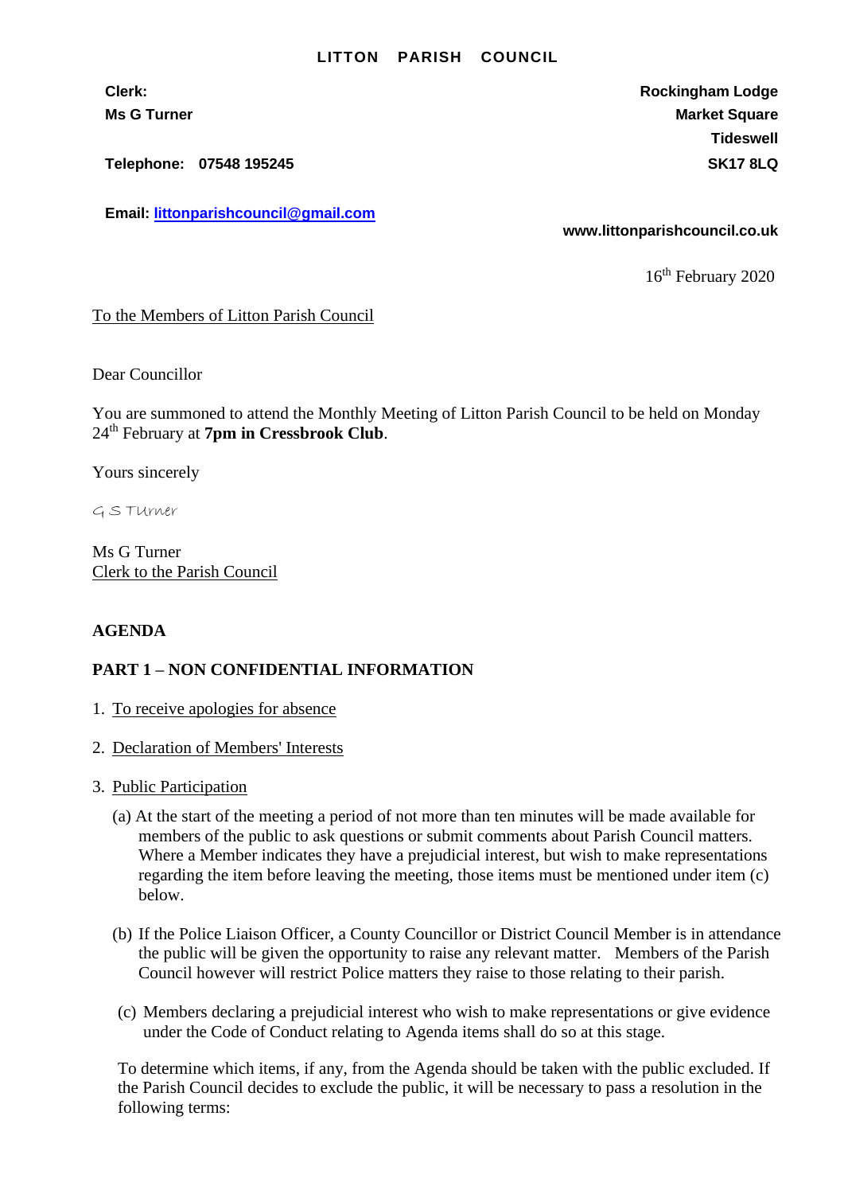**LITTON PARISH COUNCIL**

**Clerk:**
**Ms G Turner**

**Telephone: 07548 195245**

**Email: littonparishcouncil@gmail.com**

**Rockingham Lodge**
**Market Square**
**Tideswell**
**SK17 8LQ**

**www.littonparishcouncil.co.uk**

16th February 2020

To the Members of Litton Parish Council

Dear Councillor

You are summoned to attend the Monthly Meeting of Litton Parish Council to be held on Monday 24th February at **7pm in Cressbrook Club**.

Yours sincerely

G S Turner

Ms G Turner
Clerk to the Parish Council

**AGENDA**

**PART 1 – NON CONFIDENTIAL INFORMATION**

1. To receive apologies for absence
2. Declaration of Members' Interests
3. Public Participation

   (a) At the start of the meeting a period of not more than ten minutes will be made available for members of the public to ask questions or submit comments about Parish Council matters. Where a Member indicates they have a prejudicial interest, but wish to make representations regarding the item before leaving the meeting, those items must be mentioned under item (c) below.

   (b) If the Police Liaison Officer, a County Councillor or District Council Member is in attendance the public will be given the opportunity to raise any relevant matter. Members of the Parish Council however will restrict Police matters they raise to those relating to their parish.

   (c) Members declaring a prejudicial interest who wish to make representations or give evidence under the Code of Conduct relating to Agenda items shall do so at this stage.

   To determine which items, if any, from the Agenda should be taken with the public excluded. If the Parish Council decides to exclude the public, it will be necessary to pass a resolution in the following terms: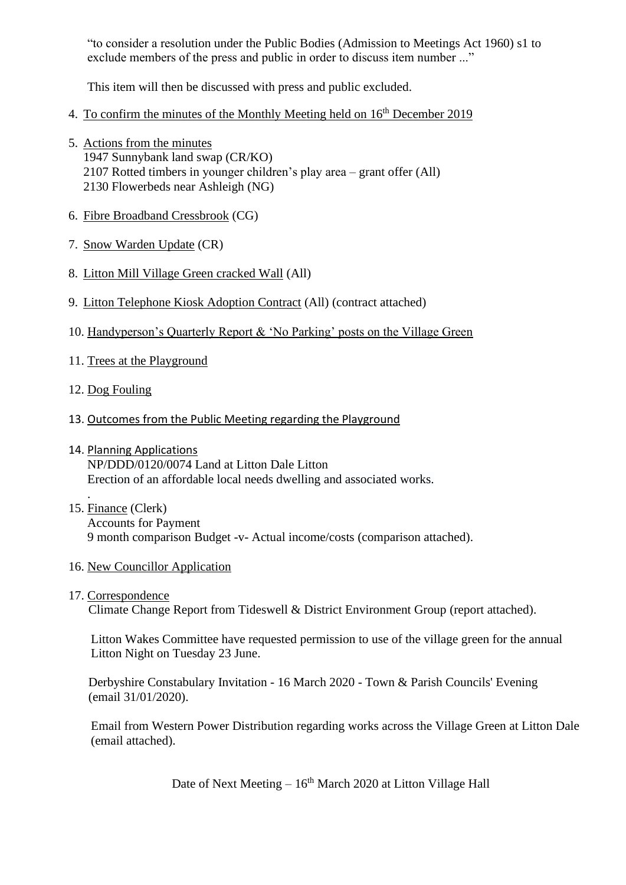"to consider a resolution under the Public Bodies (Admission to Meetings Act 1960) s1 to exclude members of the press and public in order to discuss item number ..."

This item will then be discussed with press and public excluded.

4. To confirm the minutes of the Monthly Meeting held on 16th December 2019

5. Actions from the minutes
   1947 Sunnybank land swap (CR/KO)
   2107 Rotted timbers in younger children's play area – grant offer (All)
   2130 Flowerbeds near Ashleigh (NG)

6. Fibre Broadband Cressbrook (CG)

7. Snow Warden Update (CR)

8. Litton Mill Village Green cracked Wall (All)

9. Litton Telephone Kiosk Adoption Contract (All) (contract attached)

10. Handyperson's Quarterly Report & 'No Parking' posts on the Village Green

11. Trees at the Playground

12. Dog Fouling

13. Outcomes from the Public Meeting regarding the Playground

14. Planning Applications
    NP/DDD/0120/0074 Land at Litton Dale Litton
    Erection of an affordable local needs dwelling and associated works.
    .

15. Finance (Clerk)
    Accounts for Payment
    9 month comparison Budget -v- Actual income/costs (comparison attached).

16. New Councillor Application

17. Correspondence
    Climate Change Report from Tideswell & District Environment Group (report attached).

    Litton Wakes Committee have requested permission to use of the village green for the annual Litton Night on Tuesday 23 June.

    Derbyshire Constabulary Invitation - 16 March 2020 - Town & Parish Councils' Evening (email 31/01/2020).

    Email from Western Power Distribution regarding works across the Village Green at Litton Dale (email attached).

Date of Next Meeting – 16th March 2020 at Litton Village Hall